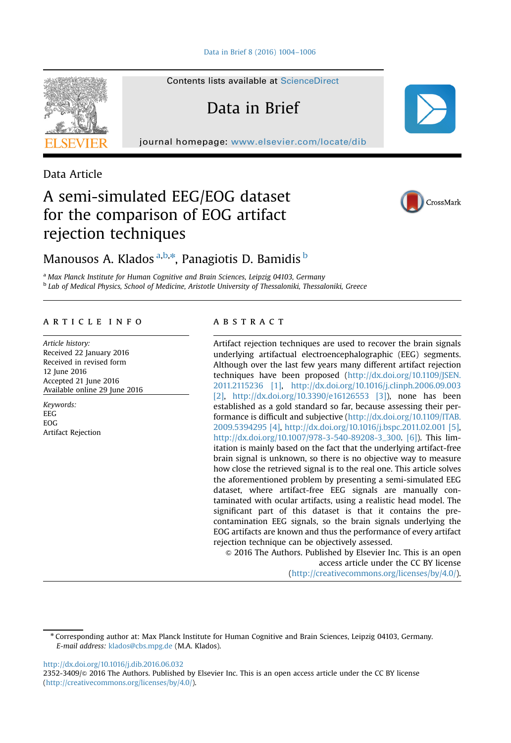Contents lists available at ScienceDirect

# Data in Brief

journal homepage: www.elsevier.com/locate/dib

Data Article

# A semi-simulated EEG/EOG dataset for the comparison of EOG artifact rejection techniques

Manousos A. Klados [a,b,*], Panagiotis D. Bamidis [b]

[a] Max Planck Institute for Human Cognitive and Brain Sciences, Leipzig 04103, Germany

[b] Lab of Medical Physics, School of Medicine, Aristotle University of Thessaloniki, Thessaloniki, Greece

## ARTICLE INFO

*Article history:*
Received 22 January 2016
Received in revised form 12 June 2016
Accepted 21 June 2016
Available online 29 June 2016

*Keywords:*
EEG
EOG
Artifact Rejection

## ABSTRACT

Artifact rejection techniques are used to recover the brain signals underlying artifactual electroencephalographic (EEG) segments. Although over the last few years many different artifact rejection techniques have been proposed (http://dx.doi.org/10.1109/JSEN.2011.2115236 [1], http://dx.doi.org/10.1016/j.clinph.2006.09.003 [2], http://dx.doi.org/10.3390/e16126553 [3]), none has been established as a gold standard so far, because assessing their performance is difficult and subjective (http://dx.doi.org/10.1109/ITAB.2009.5394295 [4], http://dx.doi.org/10.1016/j.bspc.2011.02.001 [5], http://dx.doi.org/10.1007/978-3-540-89208-3_300. [6]). This limitation is mainly based on the fact that the underlying artifact-free brain signal is unknown, so there is no objective way to measure how close the retrieved signal is to the real one. This article solves the aforementioned problem by presenting a semi-simulated EEG dataset, where artifact-free EEG signals are manually contaminated with ocular artifacts, using a realistic head model. The significant part of this dataset is that it contains the pre-contamination EEG signals, so the brain signals underlying the EOG artifacts are known and thus the performance of every artifact rejection technique can be objectively assessed.

© 2016 The Authors. Published by Elsevier Inc. This is an open access article under the CC BY license (http://creativecommons.org/licenses/by/4.0/).

---

* Corresponding author at: Max Planck Institute for Human Cognitive and Brain Sciences, Leipzig 04103, Germany.
*E-mail address:* klados@cbs.mpg.de (M.A. Klados).

http://dx.doi.org/10.1016/j.dib.2016.06.032
2352-3409/© 2016 The Authors. Published by Elsevier Inc. This is an open access article under the CC BY license (http://creativecommons.org/licenses/by/4.0/).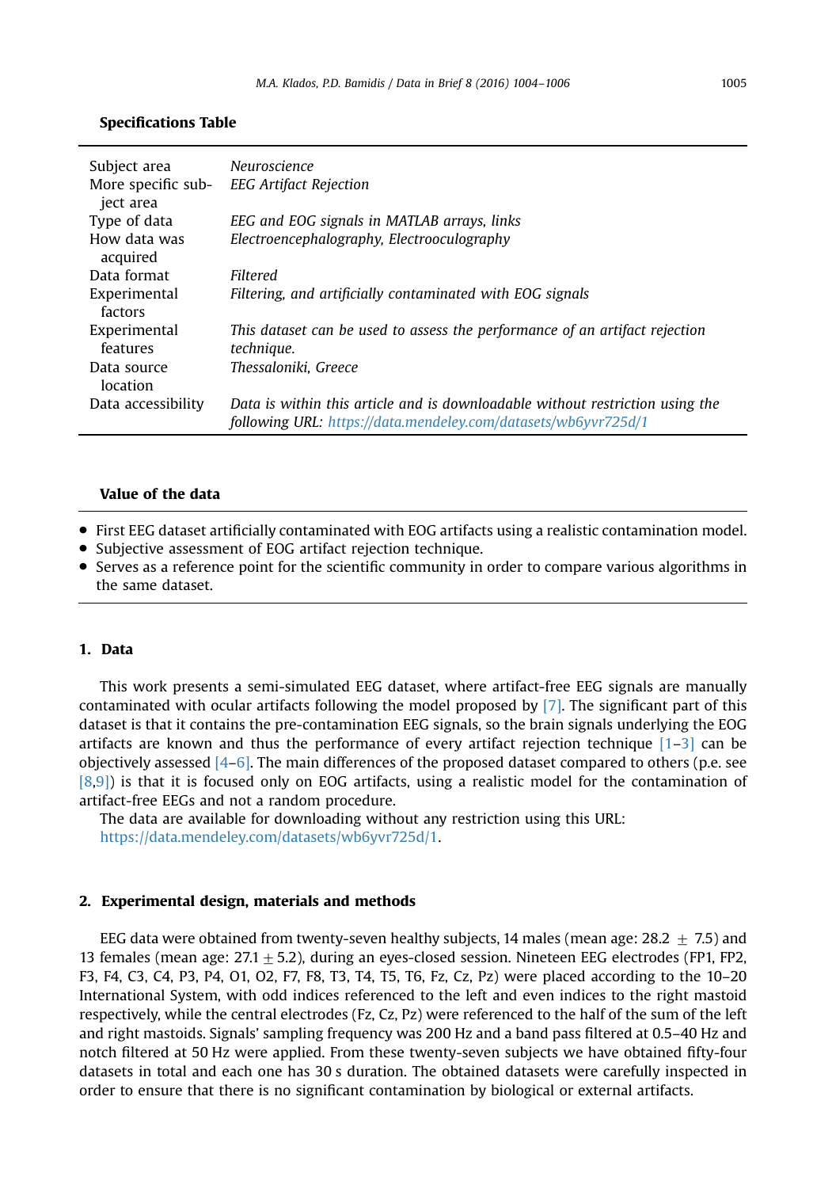**Specifications Table**

| | |
|---|---|
| Subject area | *Neuroscience* |
| More specific subject area | *EEG Artifact Rejection* |
| Type of data | *EEG and EOG signals in MATLAB arrays, links* |
| How data was acquired | *Electroencephalography, Electrooculography* |
| Data format | *Filtered* |
| Experimental factors | *Filtering, and artificially contaminated with EOG signals* |
| Experimental features | *This dataset can be used to assess the performance of an artifact rejection technique.* |
| Data source location | *Thessaloniki, Greece* |
| Data accessibility | *Data is within this article and is downloadable without restriction using the following URL: https://data.mendeley.com/datasets/wb6yvr725d/1* |

**Value of the data**

- First EEG dataset artificially contaminated with EOG artifacts using a realistic contamination model.
- Subjective assessment of EOG artifact rejection technique.
- Serves as a reference point for the scientific community in order to compare various algorithms in the same dataset.

## 1. Data

This work presents a semi-simulated EEG dataset, where artifact-free EEG signals are manually contaminated with ocular artifacts following the model proposed by [7]. The significant part of this dataset is that it contains the pre-contamination EEG signals, so the brain signals underlying the EOG artifacts are known and thus the performance of every artifact rejection technique [1–3] can be objectively assessed [4–6]. The main differences of the proposed dataset compared to others (p.e. see [8,9]) is that it is focused only on EOG artifacts, using a realistic model for the contamination of artifact-free EEGs and not a random procedure.

The data are available for downloading without any restriction using this URL: https://data.mendeley.com/datasets/wb6yvr725d/1.

## 2. Experimental design, materials and methods

EEG data were obtained from twenty-seven healthy subjects, 14 males (mean age: $28.2 \pm 7.5$) and 13 females (mean age: $27.1 \pm 5.2$), during an eyes-closed session. Nineteen EEG electrodes (FP1, FP2, F3, F4, C3, C4, P3, P4, O1, O2, F7, F8, T3, T4, T5, T6, Fz, Cz, Pz) were placed according to the 10–20 International System, with odd indices referenced to the left and even indices to the right mastoid respectively, while the central electrodes (Fz, Cz, Pz) were referenced to the half of the sum of the left and right mastoids. Signals' sampling frequency was 200 Hz and a band pass filtered at 0.5–40 Hz and notch filtered at 50 Hz were applied. From these twenty-seven subjects we have obtained fifty-four datasets in total and each one has 30 s duration. The obtained datasets were carefully inspected in order to ensure that there is no significant contamination by biological or external artifacts.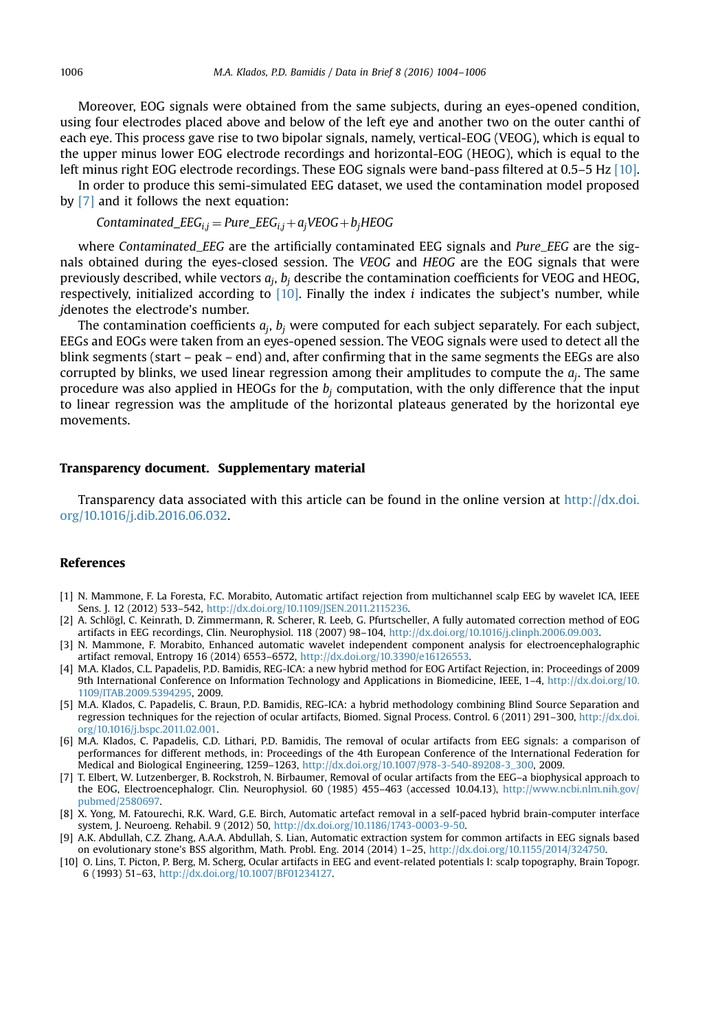Moreover, EOG signals were obtained from the same subjects, during an eyes-opened condition, using four electrodes placed above and below of the left eye and another two on the outer canthi of each eye. This process gave rise to two bipolar signals, namely, vertical-EOG (VEOG), which is equal to the upper minus lower EOG electrode recordings and horizontal-EOG (HEOG), which is equal to the left minus right EOG electrode recordings. These EOG signals were band-pass filtered at 0.5–5 Hz [10].

In order to produce this semi-simulated EEG dataset, we used the contamination model proposed by [7] and it follows the next equation:

$$Contaminated\_EEG_{i,j} = Pure\_EEG_{i,j} + a_j VEOG + b_j HEOG$$

where *Contaminated_EEG* are the artificially contaminated EEG signals and *Pure_EEG* are the signals obtained during the eyes-closed session. The *VEOG* and *HEOG* are the EOG signals that were previously described, while vectors $a_j$, $b_j$ describe the contamination coefficients for VEOG and HEOG, respectively, initialized according to [10]. Finally the index $i$ indicates the subject's number, while $j$denotes the electrode's number.

The contamination coefficients $a_j$, $b_j$ were computed for each subject separately. For each subject, EEGs and EOGs were taken from an eyes-opened session. The VEOG signals were used to detect all the blink segments (start – peak – end) and, after confirming that in the same segments the EEGs are also corrupted by blinks, we used linear regression among their amplitudes to compute the $a_j$. The same procedure was also applied in HEOGs for the $b_j$ computation, with the only difference that the input to linear regression was the amplitude of the horizontal plateaus generated by the horizontal eye movements.

## Transparency document. Supplementary material

Transparency data associated with this article can be found in the online version at http://dx.doi.org/10.1016/j.dib.2016.06.032.

## References

[1] N. Mammone, F. La Foresta, F.C. Morabito, Automatic artifact rejection from multichannel scalp EEG by wavelet ICA, IEEE Sens. J. 12 (2012) 533–542, http://dx.doi.org/10.1109/JSEN.2011.2115236.

[2] A. Schlögl, C. Keinrath, D. Zimmermann, R. Scherer, R. Leeb, G. Pfurtscheller, A fully automated correction method of EOG artifacts in EEG recordings, Clin. Neurophysiol. 118 (2007) 98–104, http://dx.doi.org/10.1016/j.clinph.2006.09.003.

[3] N. Mammone, F. Morabito, Enhanced automatic wavelet independent component analysis for electroencephalographic artifact removal, Entropy 16 (2014) 6553–6572, http://dx.doi.org/10.3390/e16126553.

[4] M.A. Klados, C.L. Papadelis, P.D. Bamidis, REG-ICA: a new hybrid method for EOG Artifact Rejection, in: Proceedings of 2009 9th International Conference on Information Technology and Applications in Biomedicine, IEEE, 1–4, http://dx.doi.org/10.1109/ITAB.2009.5394295, 2009.

[5] M.A. Klados, C. Papadelis, C. Braun, P.D. Bamidis, REG-ICA: a hybrid methodology combining Blind Source Separation and regression techniques for the rejection of ocular artifacts, Biomed. Signal Process. Control. 6 (2011) 291–300, http://dx.doi.org/10.1016/j.bspc.2011.02.001.

[6] M.A. Klados, C. Papadelis, C.D. Lithari, P.D. Bamidis, The removal of ocular artifacts from EEG signals: a comparison of performances for different methods, in: Proceedings of the 4th European Conference of the International Federation for Medical and Biological Engineering, 1259–1263, http://dx.doi.org/10.1007/978-3-540-89208-3_300, 2009.

[7] T. Elbert, W. Lutzenberger, B. Rockstroh, N. Birbaumer, Removal of ocular artifacts from the EEG–a biophysical approach to the EOG, Electroencephalogr. Clin. Neurophysiol. 60 (1985) 455–463 (accessed 10.04.13), http://www.ncbi.nlm.nih.gov/pubmed/2580697.

[8] X. Yong, M. Fatourechi, R.K. Ward, G.E. Birch, Automatic artefact removal in a self-paced hybrid brain-computer interface system, J. Neuroeng. Rehabil. 9 (2012) 50, http://dx.doi.org/10.1186/1743-0003-9-50.

[9] A.K. Abdullah, C.Z. Zhang, A.A.A. Abdullah, S. Lian, Automatic extraction system for common artifacts in EEG signals based on evolutionary stone's BSS algorithm, Math. Probl. Eng. 2014 (2014) 1–25, http://dx.doi.org/10.1155/2014/324750.

[10] O. Lins, T. Picton, P. Berg, M. Scherg, Ocular artifacts in EEG and event-related potentials I: scalp topography, Brain Topogr. 6 (1993) 51–63, http://dx.doi.org/10.1007/BF01234127.